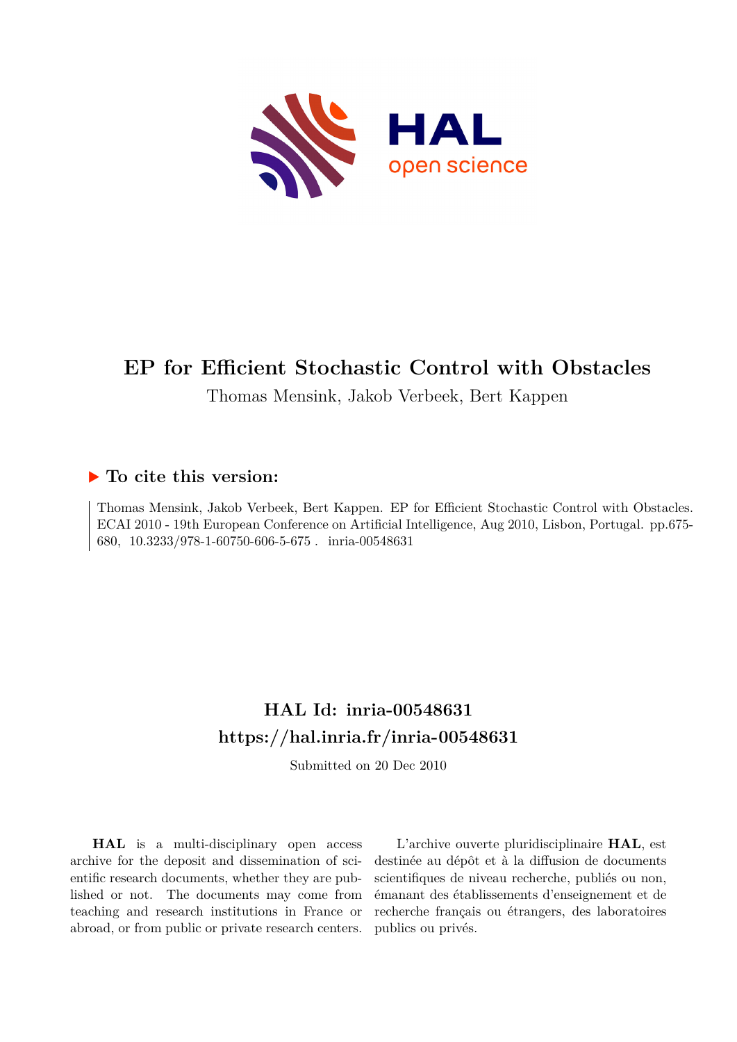# EP for Efficient Stochastic Control with Obstacles

Thomas Mensink, Jakob Verbeek, Bert Kappen

## ▶ To cite this version:

Thomas Mensink, Jakob Verbeek, Bert Kappen. EP for Efficient Stochastic Control with Obstacles. ECAI 2010 - 19th European Conference on Artificial Intelligence, Aug 2010, Lisbon, Portugal. pp.675-680, 10.3233/978-1-60750-606-5-675 . inria-00548631

## HAL Id: inria-00548631
## https://hal.inria.fr/inria-00548631

Submitted on 20 Dec 2010

**HAL** is a multi-disciplinary open access archive for the deposit and dissemination of scientific research documents, whether they are published or not. The documents may come from teaching and research institutions in France or abroad, or from public or private research centers.

L'archive ouverte pluridisciplinaire **HAL**, est destinée au dépôt et à la diffusion de documents scientifiques de niveau recherche, publiés ou non, émanant des établissements d'enseignement et de recherche français ou étrangers, des laboratoires publics ou privés.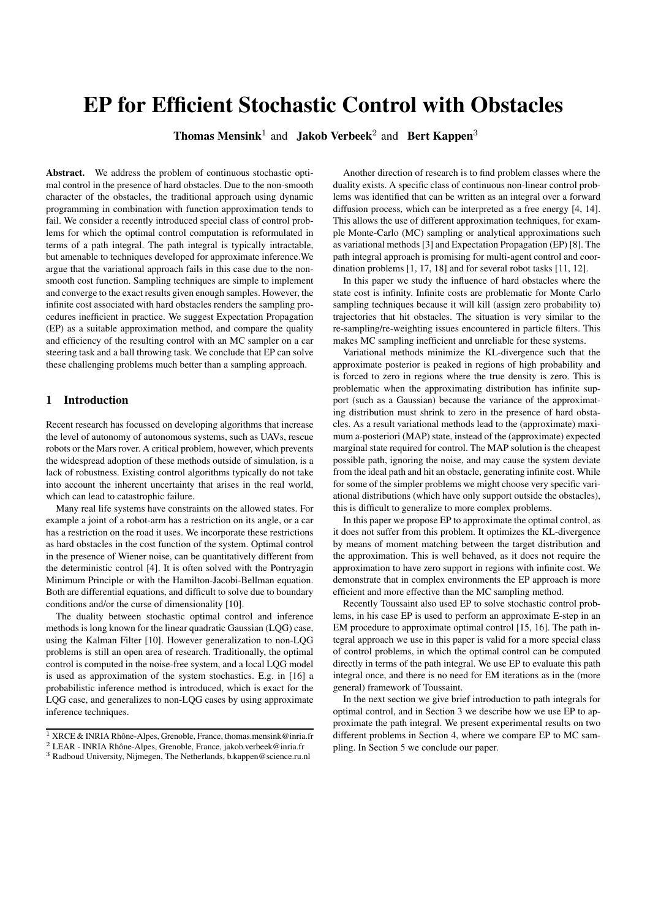# EP for Efficient Stochastic Control with Obstacles

**Thomas Mensink**[1] and **Jakob Verbeek**[2] and **Bert Kappen**[3]

**Abstract.** We address the problem of continuous stochastic optimal control in the presence of hard obstacles. Due to the non-smooth character of the obstacles, the traditional approach using dynamic programming in combination with function approximation tends to fail. We consider a recently introduced special class of control problems for which the optimal control computation is reformulated in terms of a path integral. The path integral is typically intractable, but amenable to techniques developed for approximate inference.We argue that the variational approach fails in this case due to the non-smooth cost function. Sampling techniques are simple to implement and converge to the exact results given enough samples. However, the infinite cost associated with hard obstacles renders the sampling procedures inefficient in practice. We suggest Expectation Propagation (EP) as a suitable approximation method, and compare the quality and efficiency of the resulting control with an MC sampler on a car steering task and a ball throwing task. We conclude that EP can solve these challenging problems much better than a sampling approach.

## 1 Introduction

Recent research has focussed on developing algorithms that increase the level of autonomy of autonomous systems, such as UAVs, rescue robots or the Mars rover. A critical problem, however, which prevents the widespread adoption of these methods outside of simulation, is a lack of robustness. Existing control algorithms typically do not take into account the inherent uncertainty that arises in the real world, which can lead to catastrophic failure.

Many real life systems have constraints on the allowed states. For example a joint of a robot-arm has a restriction on its angle, or a car has a restriction on the road it uses. We incorporate these restrictions as hard obstacles in the cost function of the system. Optimal control in the presence of Wiener noise, can be quantitatively different from the deterministic control [4]. It is often solved with the Pontryagin Minimum Principle or with the Hamilton-Jacobi-Bellman equation. Both are differential equations, and difficult to solve due to boundary conditions and/or the curse of dimensionality [10].

The duality between stochastic optimal control and inference methods is long known for the linear quadratic Gaussian (LQG) case, using the Kalman Filter [10]. However generalization to non-LQG problems is still an open area of research. Traditionally, the optimal control is computed in the noise-free system, and a local LQG model is used as approximation of the system stochastics. E.g. in [16] a probabilistic inference method is introduced, which is exact for the LQG case, and generalizes to non-LQG cases by using approximate inference techniques.

Another direction of research is to find problem classes where the duality exists. A specific class of continuous non-linear control problems was identified that can be written as an integral over a forward diffusion process, which can be interpreted as a free energy [4, 14]. This allows the use of different approximation techniques, for example Monte-Carlo (MC) sampling or analytical approximations such as variational methods [3] and Expectation Propagation (EP) [8]. The path integral approach is promising for multi-agent control and coordination problems [1, 17, 18] and for several robot tasks [11, 12].

In this paper we study the influence of hard obstacles where the state cost is infinity. Infinite costs are problematic for Monte Carlo sampling techniques because it will kill (assign zero probability to) trajectories that hit obstacles. The situation is very similar to the re-sampling/re-weighting issues encountered in particle filters. This makes MC sampling inefficient and unreliable for these systems.

Variational methods minimize the KL-divergence such that the approximate posterior is peaked in regions of high probability and is forced to zero in regions where the true density is zero. This is problematic when the approximating distribution has infinite support (such as a Gaussian) because the variance of the approximating distribution must shrink to zero in the presence of hard obstacles. As a result variational methods lead to the (approximate) maximum a-posteriori (MAP) state, instead of the (approximate) expected marginal state required for control. The MAP solution is the cheapest possible path, ignoring the noise, and may cause the system deviate from the ideal path and hit an obstacle, generating infinite cost. While for some of the simpler problems we might choose very specific variational distributions (which have only support outside the obstacles), this is difficult to generalize to more complex problems.

In this paper we propose EP to approximate the optimal control, as it does not suffer from this problem. It optimizes the KL-divergence by means of moment matching between the target distribution and the approximation. This is well behaved, as it does not require the approximation to have zero support in regions with infinite cost. We demonstrate that in complex environments the EP approach is more efficient and more effective than the MC sampling method.

Recently Toussaint also used EP to solve stochastic control problems, in his case EP is used to perform an approximate E-step in an EM procedure to approximate optimal control [15, 16]. The path integral approach we use in this paper is valid for a more special class of control problems, in which the optimal control can be computed directly in terms of the path integral. We use EP to evaluate this path integral once, and there is no need for EM iterations as in the (more general) framework of Toussaint.

In the next section we give brief introduction to path integrals for optimal control, and in Section 3 we describe how we use EP to approximate the path integral. We present experimental results on two different problems in Section 4, where we compare EP to MC sampling. In Section 5 we conclude our paper.

[1] XRCE & INRIA Rhône-Alpes, Grenoble, France, thomas.mensink@inria.fr
[2] LEAR - INRIA Rhône-Alpes, Grenoble, France, jakob.verbeek@inria.fr
[3] Radboud University, Nijmegen, The Netherlands, b.kappen@science.ru.nl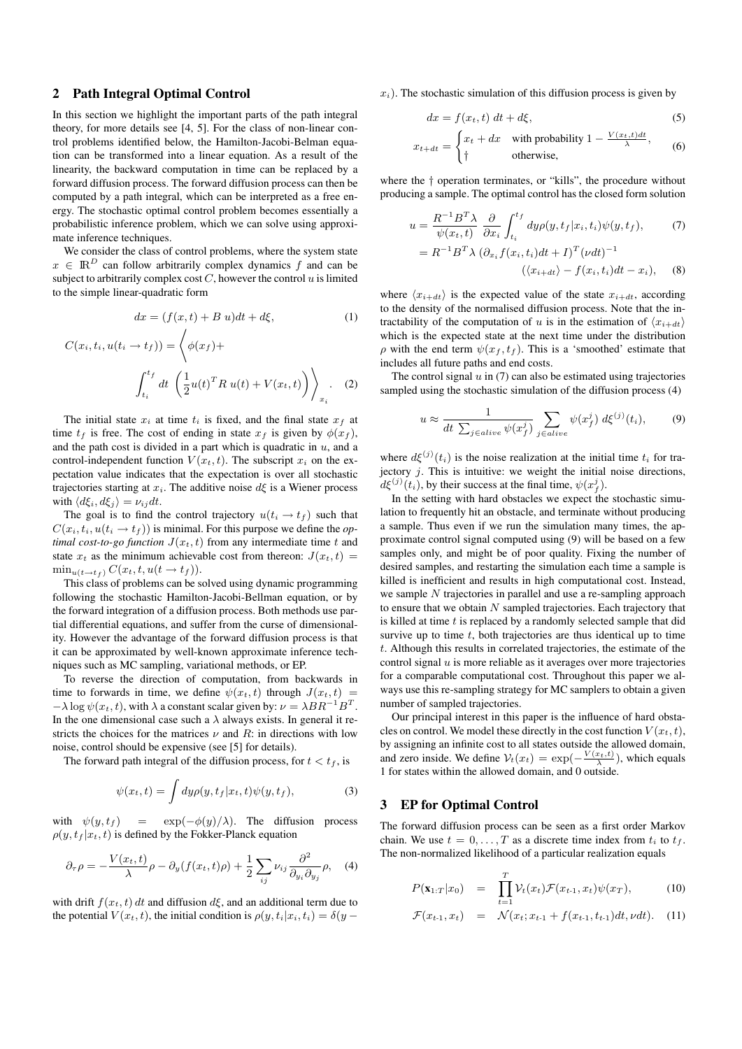## 2 Path Integral Optimal Control

In this section we highlight the important parts of the path integral theory, for more details see [4, 5]. For the class of non-linear control problems identified below, the Hamilton-Jacobi-Belman equation can be transformed into a linear equation. As a result of the linearity, the backward computation in time can be replaced by a forward diffusion process. The forward diffusion process can then be computed by a path integral, which can be interpreted as a free energy. The stochastic optimal control problem becomes essentially a probabilistic inference problem, which we can solve using approximate inference techniques.

We consider the class of control problems, where the system state $x \in \mathbb{R}^D$ can follow arbitrarily complex dynamics $f$ and can be subject to arbitrarily complex cost $C$, however the control $u$ is limited to the simple linear-quadratic form

$$dx = (f(x,t) + B\, u)dt + d\xi, \tag{1}$$

$$C(x_i, t_i, u(t_i \to t_f)) = \Bigg\langle \phi(x_f) + \int_{t_i}^{t_f} dt\, \left(\frac{1}{2} u(t)^T R\, u(t) + V(x_t, t)\right) \Bigg\rangle_{x_i}. \tag{2}$$

The initial state $x_i$ at time $t_i$ is fixed, and the final state $x_f$ at time $t_f$ is free. The cost of ending in state $x_f$ is given by $\phi(x_f)$, and the path cost is divided in a part which is quadratic in $u$, and a control-independent function $V(x_t, t)$. The subscript $x_i$ on the expectation value indicates that the expectation is over all stochastic trajectories starting at $x_i$. The additive noise $d\xi$ is a Wiener process with $\langle d\xi_i, d\xi_j \rangle = \nu_{ij} dt$.

The goal is to find the control trajectory $u(t_i \to t_f)$ such that $C(x_i, t_i, u(t_i \to t_f))$ is minimal. For this purpose we define the *optimal cost-to-go function* $J(x_t, t)$ from any intermediate time $t$ and state $x_t$ as the minimum achievable cost from thereon: $J(x_t, t) = \min_{u(t \to t_f)} C(x_t, t, u(t \to t_f))$.

This class of problems can be solved using dynamic programming following the stochastic Hamilton-Jacobi-Belman equation, or by the forward integration of a diffusion process. Both methods use partial differential equations, and suffer from the curse of dimensionality. However the advantage of the forward diffusion process is that it can be approximated by well-known approximate inference techniques such as MC sampling, variational methods, or EP.

To reverse the direction of computation, from backwards in time to forwards in time, we define $\psi(x_t, t)$ through $J(x_t, t) = -\lambda \log \psi(x_t, t)$, with $\lambda$ a constant scalar given by: $\nu = \lambda B R^{-1} B^T$. In the one dimensional case such a $\lambda$ always exists. In general it restricts the choices for the matrices $\nu$ and $R$: in directions with low noise, control should be expensive (see [5] for details).

The forward path integral of the diffusion process, for $t < t_f$, is

$$\psi(x_t, t) = \int dy \rho(y, t_f | x_t, t) \psi(y, t_f), \tag{3}$$

with $\psi(y, t_f) = \exp(-\phi(y)/\lambda)$. The diffusion process $\rho(y, t_f | x_t, t)$ is defined by the Fokker-Planck equation

$$\partial_\tau \rho = -\frac{V(x_t, t)}{\lambda} \rho - \partial_y (f(x_t, t)\rho) + \frac{1}{2} \sum_{ij} \nu_{ij} \frac{\partial^2}{\partial_{y_i} \partial_{y_j}} \rho, \tag{4}$$

with drift $f(x_t, t)\, dt$ and diffusion $d\xi$, and an additional term due to the potential $V(x_t, t)$, the initial condition is $\rho(y, t_i | x_i, t_i) = \delta(y - x_i)$. The stochastic simulation of this diffusion process is given by

$$dx = f(x_t, t)\, dt + d\xi, \tag{5}$$

$$x_{t+dt} = \begin{cases} x_t + dx & \text{with probability } 1 - \frac{V(x_t, t) dt}{\lambda}, \\ \dagger & \text{otherwise,} \end{cases} \tag{6}$$

where the $\dagger$ operation terminates, or "kills", the procedure without producing a sample. The optimal control has the closed form solution

$$u = \frac{R^{-1} B^T \lambda}{\psi(x_t, t)} \frac{\partial}{\partial x_i} \int_{t_i}^{t_f} dy \rho(y, t_f | x_i, t_i) \psi(y, t_f), \tag{7}$$

$$= R^{-1} B^T \lambda \left(\partial_{x_i} f(x_i, t_i) dt + I\right)^T (\nu dt)^{-1} \left(\langle x_{i+dt} \rangle - f(x_i, t_i) dt - x_i\right), \tag{8}$$

where $\langle x_{i+dt} \rangle$ is the expected value of the state $x_{i+dt}$, according to the density of the normalised diffusion process. Note that the intractability of the computation of $u$ is in the estimation of $\langle x_{i+dt} \rangle$ which is the expected state at the next time under the distribution $\rho$ with the end term $\psi(x_f, t_f)$. This is a 'smoothed' estimate that includes all future paths and end costs.

The control signal $u$ in (7) can also be estimated using trajectories sampled using the stochastic simulation of the diffusion process (4)

$$u \approx \frac{1}{dt \sum_{j \in alive} \psi(x_f^j)} \sum_{j \in alive} \psi(x_f^j)\, d\xi^{(j)}(t_i), \tag{9}$$

where $d\xi^{(j)}(t_i)$ is the noise realization at the initial time $t_i$ for trajectory $j$. This is intuitive: we weight the initial noise directions, $d\xi^{(j)}(t_i)$, by their success at the final time, $\psi(x_f^j)$.

In the setting with hard obstacles we expect the stochastic simulation to frequently hit an obstacle, and terminate without producing a sample. Thus even if we run the simulation many times, the approximate control signal computed using (9) will be based on a few samples only, and might be of poor quality. Fixing the number of desired samples, and restarting the simulation each time a sample is killed is inefficient and results in high computational cost. Instead, we sample $N$ trajectories in parallel and use a re-sampling approach to ensure that we obtain $N$ sampled trajectories. Each trajectory that is killed at time $t$ is replaced by a randomly selected sample that did survive up to time $t$, both trajectories are thus identical up to time $t$. Although this results in correlated trajectories, the estimate of the control signal $u$ is more reliable as it averages over more trajectories for a comparable computational cost. Throughout this paper we always use this re-sampling strategy for MC samplers to obtain a given number of sampled trajectories.

Our principal interest in this paper is the influence of hard obstacles on control. We model these directly in the cost function $V(x_t, t)$, by assigning an infinite cost to all states outside the allowed domain, and zero inside. We define $\mathcal{V}_t(x_t) = \exp(-\frac{V(x_t, t)}{\lambda})$, which equals 1 for states within the allowed domain, and 0 outside.

## 3 EP for Optimal Control

The forward diffusion process can be seen as a first order Markov chain. We use $t = 0, \ldots, T$ as a discrete time index from $t_i$ to $t_f$. The non-normalized likelihood of a particular realization equals

$$P(\mathbf{x}_{1:T} | x_0) = \prod_{t=1}^{T} \mathcal{V}_t(x_t) \mathcal{F}(x_{t\text{-}1}, x_t) \psi(x_T), \tag{10}$$

$$\mathcal{F}(x_{t\text{-}1}, x_t) = \mathcal{N}(x_t; x_{t\text{-}1} + f(x_{t\text{-}1}, t_{t\text{-}1}) dt, \nu dt). \tag{11}$$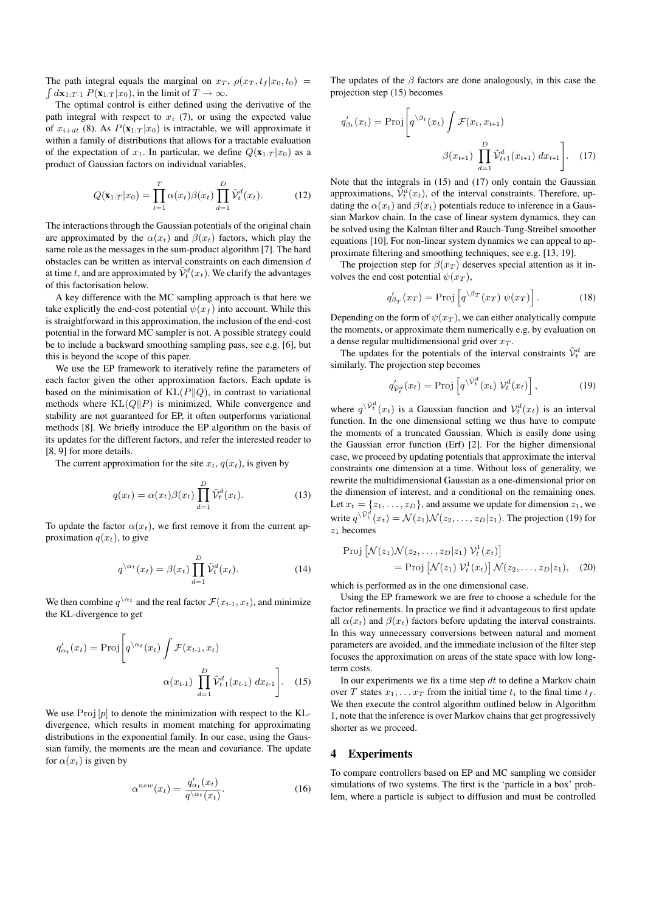The path integral equals the marginal on $x_T$, $\rho(x_T, t_f|x_0, t_0) = \int d\mathbf{x}_{1:T\text{-}1}\, P(\mathbf{x}_{1:T}|x_0)$, in the limit of $T \to \infty$.

The optimal control is either defined using the derivative of the path integral with respect to $x_i$ (7), or using the expected value of $x_{i+dt}$ (8). As $P(\mathbf{x}_{1:T}|x_0)$ is intractable, we will approximate it within a family of distributions that allows for a tractable evaluation of the expectation of $x_1$. In particular, we define $Q(\mathbf{x}_{1:T}|x_0)$ as a product of Gaussian factors on individual variables,

$$Q(\mathbf{x}_{1:T}|x_0) = \prod_{t=1}^{T} \alpha(x_t)\beta(x_t) \prod_{d=1}^{D} \tilde{\mathcal{V}}_t^d(x_t). \tag{12}$$

The interactions through the Gaussian potentials of the original chain are approximated by the $\alpha(x_t)$ and $\beta(x_t)$ factors, which play the same role as the messages in the sum-product algorithm [7]. The hard obstacles can be written as interval constraints on each dimension $d$ at time $t$, and are approximated by $\tilde{\mathcal{V}}_t^d(x_t)$. We clarify the advantages of this factorisation below.

A key difference with the MC sampling approach is that here we take explicitly the end-cost potential $\psi(x_f)$ into account. While this is straightforward in this approximation, the inclusion of the end-cost potential in the forward MC sampler is not. A possible strategy could be to include a backward smoothing sampling pass, see e.g. [6], but this is beyond the scope of this paper.

We use the EP framework to iteratively refine the parameters of each factor given the other approximation factors. Each update is based on the minimisation of $\mathrm{KL}(P\|Q)$, in contrast to variational methods where $\mathrm{KL}(Q\|P)$ is minimized. While convergence and stability are not guaranteed for EP, it often outperforms variational methods [8]. We briefly introduce the EP algorithm on the basis of its updates for the different factors, and refer the interested reader to [8, 9] for more details.

The current approximation for the site $x_t$, $q(x_t)$, is given by

$$q(x_t) = \alpha(x_t)\beta(x_t) \prod_{d=1}^{D} \tilde{\mathcal{V}}_t^d(x_t). \tag{13}$$

To update the factor $\alpha(x_t)$, we first remove it from the current approximation $q(x_t)$, to give

$$q^{\setminus \alpha_t}(x_t) = \beta(x_t) \prod_{d=1}^{D} \tilde{\mathcal{V}}_t^d(x_t). \tag{14}$$

We then combine $q^{\setminus \alpha_t}$ and the real factor $\mathcal{F}(x_{t\text{-}1}, x_t)$, and minimize the KL-divergence to get

$$q'_{\alpha_t}(x_t) = \mathrm{Proj}\left[ q^{\setminus \alpha_t}(x_t) \int \mathcal{F}(x_{t\text{-}1}, x_t)\, \alpha(x_{t\text{-}1}) \prod_{d=1}^{D} \tilde{\mathcal{V}}_{t\text{-}1}^d(x_{t\text{-}1})\, dx_{t\text{-}1} \right]. \tag{15}$$

We use $\mathrm{Proj}\,[p]$ to denote the minimization with respect to the KL-divergence, which results in moment matching for approximating distributions in the exponential family. In our case, using the Gaussian family, the moments are the mean and covariance. The update for $\alpha(x_t)$ is given by

$$\alpha^{new}(x_t) = \frac{q'_{\alpha_t}(x_t)}{q^{\setminus \alpha_t}(x_t)}. \tag{16}$$

The updates of the $\beta$ factors are done analogously, in this case the projection step (15) becomes

$$q'_{\beta_t}(x_t) = \mathrm{Proj}\left[ q^{\setminus \beta_t}(x_t) \int \mathcal{F}(x_t, x_{t+1})\, \beta(x_{t+1}) \prod_{d=1}^{D} \tilde{\mathcal{V}}_{t+1}^d(x_{t+1})\, dx_{t+1} \right]. \tag{17}$$

Note that the integrals in (15) and (17) only contain the Gaussian approximations, $\tilde{\mathcal{V}}_t^d(x_t)$, of the interval constraints. Therefore, updating the $\alpha(x_t)$ and $\beta(x_t)$ potentials reduce to inference in a Gaussian Markov chain. In the case of linear system dynamics, they can be solved using the Kalman filter and Rauch-Tung-Streibel smoother equations [10]. For non-linear system dynamics we can appeal to approximate filtering and smoothing techniques, see e.g. [13, 19].

The projection step for $\beta(x_T)$ deserves special attention as it involves the end cost potential $\psi(x_T)$,

$$q'_{\beta_T}(x_T) = \mathrm{Proj}\left[ q^{\setminus \beta_T}(x_T)\, \psi(x_T) \right]. \tag{18}$$

Depending on the form of $\psi(x_T)$, we can either analytically compute the moments, or approximate them numerically e.g. by evaluation on a dense regular multidimensional grid over $x_T$.

The updates for the potentials of the interval constraints $\tilde{\mathcal{V}}_t^d$ are similarly. The projection step becomes

$$q'_{\tilde{\mathcal{V}}_t^d}(x_t) = \mathrm{Proj}\left[ q^{\setminus \tilde{\mathcal{V}}_t^d}(x_t)\, \mathcal{V}_t^d(x_t) \right], \tag{19}$$

where $q^{\setminus \tilde{\mathcal{V}}_t^d}(x_t)$ is a Gaussian function and $\mathcal{V}_t^d(x_t)$ is an interval function. In the one dimensional setting we thus have to compute the moments of a truncated Gaussian. Which is easily done using the Gaussian error function (Erf) [2]. For the higher dimensional case, we proceed by updating potentials that approximate the interval constraints one dimension at a time. Without loss of generality, we rewrite the multidimensional Gaussian as a one-dimensional prior on the dimension of interest, and a conditional on the remaining ones. Let $x_t = \{z_1, \ldots, z_D\}$, and assume we update for dimension $z_1$, we write $q^{\setminus \tilde{\mathcal{V}}_t^d}(x_t) = \mathcal{N}(z_1)\mathcal{N}(z_2, \ldots, z_D|z_1)$. The projection (19) for $z_1$ becomes

$$\begin{aligned}\mathrm{Proj}\left[\mathcal{N}(z_1)\mathcal{N}(z_2, \ldots, z_D|z_1)\, \mathcal{V}_t^1(x_t)\right] \\ = \mathrm{Proj}\left[\mathcal{N}(z_1)\, \mathcal{V}_t^1(x_t)\right] \mathcal{N}(z_2, \ldots, z_D|z_1),\end{aligned} \tag{20}$$

which is performed as in the one dimensional case.

Using the EP framework we are free to choose a schedule for the factor refinements. In practice we find it advantageous to first update all $\alpha(x_t)$ and $\beta(x_t)$ factors before updating the interval constraints. In this way unnecessary conversions between natural and moment parameters are avoided, and the immediate inclusion of the filter step focuses the approximation on areas of the state space with low long-term costs.

In our experiments we fix a time step $dt$ to define a Markov chain over $T$ states $x_1, \ldots x_T$ from the initial time $t_i$ to the final time $t_f$. We then execute the control algorithm outlined below in Algorithm 1, note that the inference is over Markov chains that get progressively shorter as we proceed.

## 4 Experiments

To compare controllers based on EP and MC sampling we consider simulations of two systems. The first is the 'particle in a box' problem, where a particle is subject to diffusion and must be controlled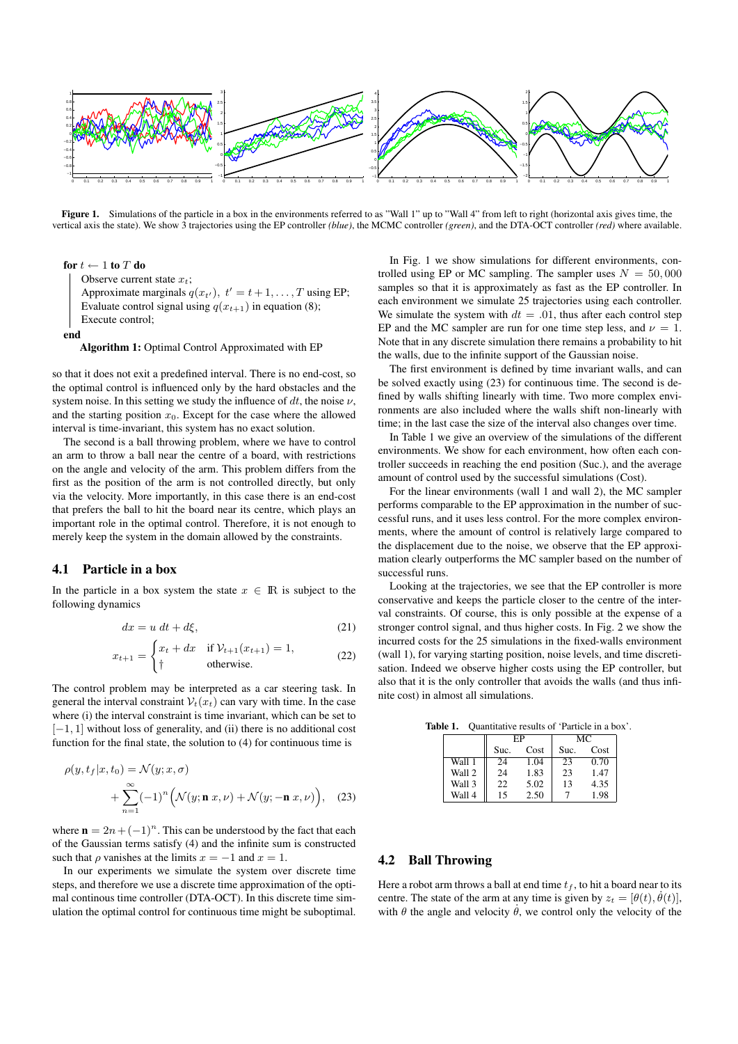**Figure 1.** Simulations of the particle in a box in the environments referred to as "Wall 1" up to "Wall 4" from left to right (horizontal axis gives time, the vertical axis the state). We show 3 trajectories using the EP controller *(blue)*, the MCMC controller *(green)*, and the DTA-OCT controller *(red)* where available.

```
for t ← 1 to T do
    Observe current state x_t;
    Approximate marginals q(x_t'), t' = t+1, ..., T using EP;
    Evaluate control signal using q(x_{t+1}) in equation (8);
    Execute control;
end
```

**Algorithm 1:** Optimal Control Approximated with EP

so that it does not exit a predefined interval. There is no end-cost, so the optimal control is influenced only by the hard obstacles and the system noise. In this setting we study the influence of $dt$, the noise $\nu$, and the starting position $x_0$. Except for the case where the allowed interval is time-invariant, this system has no exact solution.

The second is a ball throwing problem, where we have to control an arm to throw a ball near the centre of a board, with restrictions on the angle and velocity of the arm. This problem differs from the first as the position of the arm is not controlled directly, but only via the velocity. More importantly, in this case there is an end-cost that prefers the ball to hit the board near its centre, which plays an important role in the optimal control. Therefore, it is not enough to merely keep the system in the domain allowed by the constraints.

## 4.1 Particle in a box

In the particle in a box system the state $x \in \mathbb{R}$ is subject to the following dynamics

$$dx = u\; dt + d\xi, \tag{21}$$

$$x_{t+1} = \begin{cases} x_t + dx & \text{if } \mathcal{V}_{t+1}(x_{t+1}) = 1, \\ \dagger & \text{otherwise.} \end{cases} \tag{22}$$

The control problem may be interpreted as a car steering task. In general the interval constraint $\mathcal{V}_t(x_t)$ can vary with time. In the case where (i) the interval constraint is time invariant, which can be set to $[-1, 1]$ without loss of generality, and (ii) there is no additional cost function for the final state, the solution to (4) for continuous time is

$$\rho(y, t_f|x, t_0) = \mathcal{N}(y; x, \sigma) + \sum_{n=1}^{\infty} (-1)^n \Big(\mathcal{N}(y; \mathbf{n}\; x, \nu) + \mathcal{N}(y; -\mathbf{n}\; x, \nu)\Big), \tag{23}$$

where $\mathbf{n} = 2n + (-1)^n$. This can be understood by the fact that each of the Gaussian terms satisfy (4) and the infinite sum is constructed such that $\rho$ vanishes at the limits $x = -1$ and $x = 1$.

In our experiments we simulate the system over discrete time steps, and therefore we use a discrete time approximation of the optimal continous time controller (DTA-OCT). In this discrete time simulation the optimal control for continuous time might be suboptimal.

In Fig. 1 we show simulations for different environments, controlled using EP or MC sampling. The sampler uses $N = 50,000$ samples so that it is approximately as fast as the EP controller. In each environment we simulate 25 trajectories using each controller. We simulate the system with $dt = .01$, thus after each control step EP and the MC sampler are run for one time step less, and $\nu = 1$. Note that in any discrete simulation there remains a probability to hit the walls, due to the infinite support of the Gaussian noise.

The first environment is defined by time invariant walls, and can be solved exactly using (23) for continuous time. The second is defined by walls shifting linearly with time. Two more complex environments are also included where the walls shift non-linearly with time; in the last case the size of the interval also changes over time.

In Table 1 we give an overview of the simulations of the different environments. We show for each environment, how often each controller succeeds in reaching the end position (Suc.), and the average amount of control used by the successful simulations (Cost).

For the linear environments (wall 1 and wall 2), the MC sampler performs comparable to the EP approximation in the number of successful runs, and it uses less control. For the more complex environments, where the amount of control is relatively large compared to the displacement due to the noise, we observe that the EP approximation clearly outperforms the MC sampler based on the number of successful runs.

Looking at the trajectories, we see that the EP controller is more conservative and keeps the particle closer to the centre of the interval constraints. Of course, this is only possible at the expense of a stronger control signal, and thus higher costs. In Fig. 2 we show the incurred costs for the 25 simulations in the fixed-walls environment (wall 1), for varying starting position, noise levels, and time discretisation. Indeed we observe higher costs using the EP controller, but also that it is the only controller that avoids the walls (and thus infinite cost) in almost all simulations.

**Table 1.** Quantitative results of 'Particle in a box'.

| | EP | | MC | |
|---|---|---|---|---|
| | Suc. | Cost | Suc. | Cost |
| Wall 1 | 24 | 1.04 | 23 | 0.70 |
| Wall 2 | 24 | 1.83 | 23 | 1.47 |
| Wall 3 | 22 | 5.02 | 13 | 4.35 |
| Wall 4 | 15 | 2.50 | 7 | 1.98 |

## 4.2 Ball Throwing

Here a robot arm throws a ball at end time $t_f$, to hit a board near to its centre. The state of the arm at any time is given by $z_t = [\theta(t), \dot{\theta}(t)]$, with $\theta$ the angle and velocity $\dot{\theta}$, we control only the velocity of the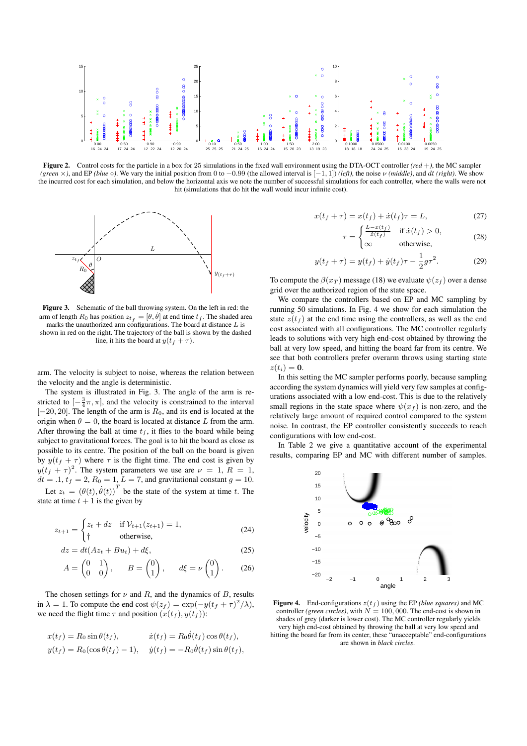**Figure 2.** Control costs for the particle in a box for 25 simulations in the fixed wall environment using the DTA-OCT controller *(red +)*, the MC sampler *(green ×)*, and EP *(blue ○)*. We vary the initial position from 0 to −0.99 (the allowed interval is $[-1, 1]$) *(left)*, the noise $\nu$ *(middle)*, and $dt$ *(right)*. We show the incurred cost for each simulation, and below the horizontal axis we note the number of successful simulations for each controller, where the walls were not hit (simulations that do hit the wall would incur infinite cost).

**Figure 3.** Schematic of the ball throwing system. On the left in red: the arm of length $R_0$ has position $z_{t_f} = [\theta, \dot{\theta}]$ at end time $t_f$. The shaded area marks the unauthorized arm configurations. The board at distance $L$ is shown in red on the right. The trajectory of the ball is shown by the dashed line, it hits the board at $y(t_f + \tau)$.

arm. The velocity is subject to noise, whereas the relation between the velocity and the angle is deterministic.

The system is illustrated in Fig. 3. The angle of the arm is restricted to $[-\frac{3}{4}\pi, \pi]$, and the velocity is constrained to the interval $[-20, 20]$. The length of the arm is $R_0$, and its end is located at the origin when $\theta = 0$, the board is located at distance $L$ from the arm. After throwing the ball at time $t_f$, it flies to the board while being subject to gravitational forces. The goal is to hit the board as close as possible to its centre. The position of the ball on the board is given by $y(t_f + \tau)$ where $\tau$ is the flight time. The end cost is given by $y(t_f + \tau)^2$. The system parameters we use are $\nu = 1$, $R = 1$, $dt = .1$, $t_f = 2$, $R_0 = 1$, $L = 7$, and gravitational constant $g = 10$.

Let $z_t = (\theta(t), \dot{\theta}(t))^T$ be the state of the system at time $t$. The state at time $t + 1$ is the given by

$$z_{t+1} = \begin{cases} z_t + dz & \text{if } \mathcal{V}_{t+1}(z_{t+1}) = 1, \\ \dagger & \text{otherwise,} \end{cases} \tag{24}$$

$$dz = dt(Az_t + Bu_t) + d\xi, \tag{25}$$

$$A = \begin{pmatrix} 0 & 1 \\ 0 & 0 \end{pmatrix}, \quad B = \begin{pmatrix} 0 \\ 1 \end{pmatrix}, \quad d\xi = \nu \begin{pmatrix} 0 \\ 1 \end{pmatrix}. \tag{26}$$

The chosen settings for $\nu$ and $R$, and the dynamics of $B$, results in $\lambda = 1$. To compute the end cost $\psi(z_f) = \exp(-y(t_f + \tau)^2/\lambda)$, we need the flight time $\tau$ and position $(x(t_f), y(t_f))$:

$$x(t_f) = R_0 \sin\theta(t_f), \qquad \dot{x}(t_f) = R_0\dot{\theta}(t_f)\cos\theta(t_f),$$
$$y(t_f) = R_0(\cos\theta(t_f) - 1), \quad \dot{y}(t_f) = -R_0\dot{\theta}(t_f)\sin\theta(t_f),$$

$$x(t_f + \tau) = x(t_f) + \dot{x}(t_f)\tau = L, \tag{27}$$

$$\tau = \begin{cases} \frac{L - x(t_f)}{\dot{x}(t_f)} & \text{if } \dot{x}(t_f) > 0, \\ \infty & \text{otherwise,} \end{cases} \tag{28}$$

$$y(t_f + \tau) = y(t_f) + \dot{y}(t_f)\tau - \frac{1}{2}g\tau^2. \tag{29}$$

To compute the $\beta(x_T)$ message (18) we evaluate $\psi(z_f)$ over a dense grid over the authorized region of the state space.

We compare the controllers based on EP and MC sampling by running 50 simulations. In Fig. 4 we show for each simulation the state $z(t_f)$ at the end time using the controllers, as well as the end cost associated with all configurations. The MC controller regularly leads to solutions with very high end-cost obtained by throwing the ball at very low speed, and hitting the board far from its centre. We see that both controllers prefer overarm throws using starting state $z(t_i) = \mathbf{0}$.

In this setting the MC sampler performs poorly, because sampling according the system dynamics will yield very few samples at configurations associated with a low end-cost. This is due to the relatively small regions in the state space where $\psi(x_f)$ is non-zero, and the relatively large amount of required control compared to the system noise. In contrast, the EP controller consistently succeeds to reach configurations with low end-cost.

In Table 2 we give a quantitative account of the experimental results, comparing EP and MC with different number of samples.

**Figure 4.** End-configurations $z(t_f)$ using the EP *(blue squares)* and MC controller *(green circles)*, with $N = 100,000$. The end-cost is shown in shades of grey (darker is lower cost). The MC controller regularly yields very high end-cost obtained by throwing the ball at very low speed and hitting the board far from its center, these "unacceptable" end-configurations are shown in *black circles*.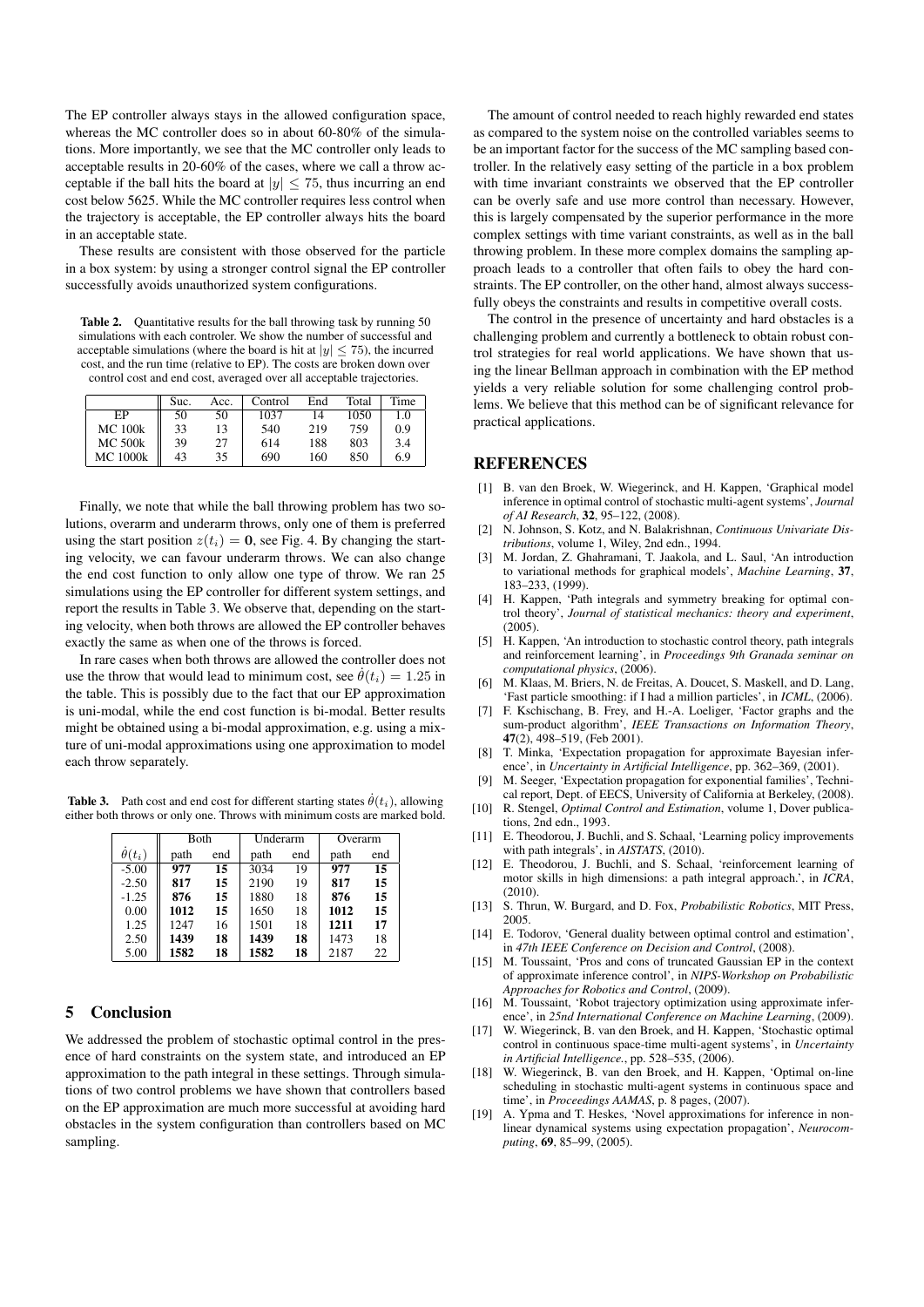The EP controller always stays in the allowed configuration space, whereas the MC controller does so in about 60-80% of the simulations. More importantly, we see that the MC controller only leads to acceptable results in 20-60% of the cases, where we call a throw acceptable if the ball hits the board at $|y| \leq 75$, thus incurring an end cost below 5625. While the MC controller requires less control when the trajectory is acceptable, the EP controller always hits the board in an acceptable state.

These results are consistent with those observed for the particle in a box system: by using a stronger control signal the EP controller successfully avoids unauthorized system configurations.

**Table 2.** Quantitative results for the ball throwing task by running 50 simulations with each controler. We show the number of successful and acceptable simulations (where the board is hit at $|y| \leq 75$), the incurred cost, and the run time (relative to EP). The costs are broken down over control cost and end cost, averaged over all acceptable trajectories.

| | Suc. | Acc. | Control | End | Total | Time |
|---|---|---|---|---|---|---|
| EP | 50 | 50 | 1037 | 14 | 1050 | 1.0 |
| MC 100k | 33 | 13 | 540 | 219 | 759 | 0.9 |
| MC 500k | 39 | 27 | 614 | 188 | 803 | 3.4 |
| MC 1000k | 43 | 35 | 690 | 160 | 850 | 6.9 |

Finally, we note that while the ball throwing problem has two solutions, overarm and underarm throws, only one of them is preferred using the start position $z(t_i) = \mathbf{0}$, see Fig. 4. By changing the starting velocity, we can favour underarm throws. We can also change the end cost function to only allow one type of throw. We ran 25 simulations using the EP controller for different system settings, and report the results in Table 3. We observe that, depending on the starting velocity, when both throws are allowed the EP controller behaves exactly the same as when one of the throws is forced.

In rare cases when both throws are allowed the controller does not use the throw that would lead to minimum cost, see $\dot{\theta}(t_i) = 1.25$ in the table. This is possibly due to the fact that our EP approximation is uni-modal, while the end cost function is bi-modal. Better results might be obtained using a bi-modal approximation, e.g. using a mixture of uni-modal approximations using one approximation to model each throw separately.

**Table 3.** Path cost and end cost for different starting states $\dot{\theta}(t_i)$, allowing either both throws or only one. Throws with minimum costs are marked bold.

| | Both | | Underarm | | Overarm | |
|---|---|---|---|---|---|---|
| $\dot{\theta}(t_i)$ | path | end | path | end | path | end |
| -5.00 | **977** | **15** | 3034 | 19 | **977** | **15** |
| -2.50 | **817** | **15** | 2190 | 19 | **817** | **15** |
| -1.25 | **876** | **15** | 1880 | 18 | **876** | **15** |
| 0.00 | **1012** | **15** | 1650 | 18 | **1012** | **15** |
| 1.25 | 1247 | 16 | 1501 | 18 | **1211** | **17** |
| 2.50 | **1439** | **18** | **1439** | **18** | 1473 | 18 |
| 5.00 | **1582** | **18** | **1582** | **18** | 2187 | 22 |

## 5 Conclusion

We addressed the problem of stochastic optimal control in the presence of hard constraints on the system state, and introduced an EP approximation to the path integral in these settings. Through simulations of two control problems we have shown that controllers based on the EP approximation are much more successful at avoiding hard obstacles in the system configuration than controllers based on MC sampling.

The amount of control needed to reach highly rewarded end states as compared to the system noise on the controlled variables seems to be an important factor for the success of the MC sampling based controller. In the relatively easy setting of the particle in a box problem with time invariant constraints we observed that the EP controller can be overly safe and use more control than necessary. However, this is largely compensated by the superior performance in the more complex settings with time variant constraints, as well as in the ball throwing problem. In these more complex domains the sampling approach leads to a controller that often fails to obey the hard constraints. The EP controller, on the other hand, almost always successfully obeys the constraints and results in competitive overall costs.

The control in the presence of uncertainty and hard obstacles is a challenging problem and currently a bottleneck to obtain robust control strategies for real world applications. We have shown that using the linear Bellman approach in combination with the EP method yields a very reliable solution for some challenging control problems. We believe that this method can be of significant relevance for practical applications.

## REFERENCES

[1] B. van den Broek, W. Wiegerinck, and H. Kappen, 'Graphical model inference in optimal control of stochastic multi-agent systems', *Journal of AI Research*, **32**, 95–122, (2008).

[2] N. Johnson, S. Kotz, and N. Balakrishnan, *Continuous Univariate Distributions*, volume 1, Wiley, 2nd edn., 1994.

[3] M. Jordan, Z. Ghahramani, T. Jaakola, and L. Saul, 'An introduction to variational methods for graphical models', *Machine Learning*, **37**, 183–233, (1999).

[4] H. Kappen, 'Path integrals and symmetry breaking for optimal control theory', *Journal of statistical mechanics: theory and experiment*, (2005).

[5] H. Kappen, 'An introduction to stochastic control theory, path integrals and reinforcement learning', in *Proceedings 9th Granada seminar on computational physics*, (2006).

[6] M. Klaas, M. Briers, N. de Freitas, A. Doucet, S. Maskell, and D. Lang, 'Fast particle smoothing: if I had a million particles', in *ICML*, (2006).

[7] F. Kschischang, B. Frey, and H.-A. Loeliger, 'Factor graphs and the sum-product algorithm', *IEEE Transactions on Information Theory*, **47**(2), 498–519, (Feb 2001).

[8] T. Minka, 'Expectation propagation for approximate Bayesian inference', in *Uncertainty in Artificial Intelligence*, pp. 362–369, (2001).

[9] M. Seeger, 'Expectation propagation for exponential families', Technical report, Dept. of EECS, University of California at Berkeley, (2008).

[10] R. Stengel, *Optimal Control and Estimation*, volume 1, Dover publications, 2nd edn., 1993.

[11] E. Theodorou, J. Buchli, and S. Schaal, 'Learning policy improvements with path integrals', in *AISTATS*, (2010).

[12] E. Theodorou, J. Buchli, and S. Schaal, 'reinforcement learning of motor skills in high dimensions: a path integral approach.', in *ICRA*, (2010).

[13] S. Thrun, W. Burgard, and D. Fox, *Probabilistic Robotics*, MIT Press, 2005.

[14] E. Todorov, 'General duality between optimal control and estimation', in *47th IEEE Conference on Decision and Control*, (2008).

[15] M. Toussaint, 'Pros and cons of truncated Gaussian EP in the context of approximate inference control', in *NIPS-Workshop on Probabilistic Approaches for Robotics and Control*, (2009).

[16] M. Toussaint, 'Robot trajectory optimization using approximate inference', in *25nd International Conference on Machine Learning*, (2009).

[17] W. Wiegerinck, B. van den Broek, and H. Kappen, 'Stochastic optimal control in continuous space-time multi-agent systems', in *Uncertainty in Artificial Intelligence.*, pp. 528–535, (2006).

[18] W. Wiegerinck, B. van den Broek, and H. Kappen, 'Optimal on-line scheduling in stochastic multi-agent systems in continuous space and time', in *Proceedings AAMAS*, p. 8 pages, (2007).

[19] A. Ypma and T. Heskes, 'Novel approximations for inference in nonlinear dynamical systems using expectation propagation', *Neurocomputing*, **69**, 85–99, (2005).